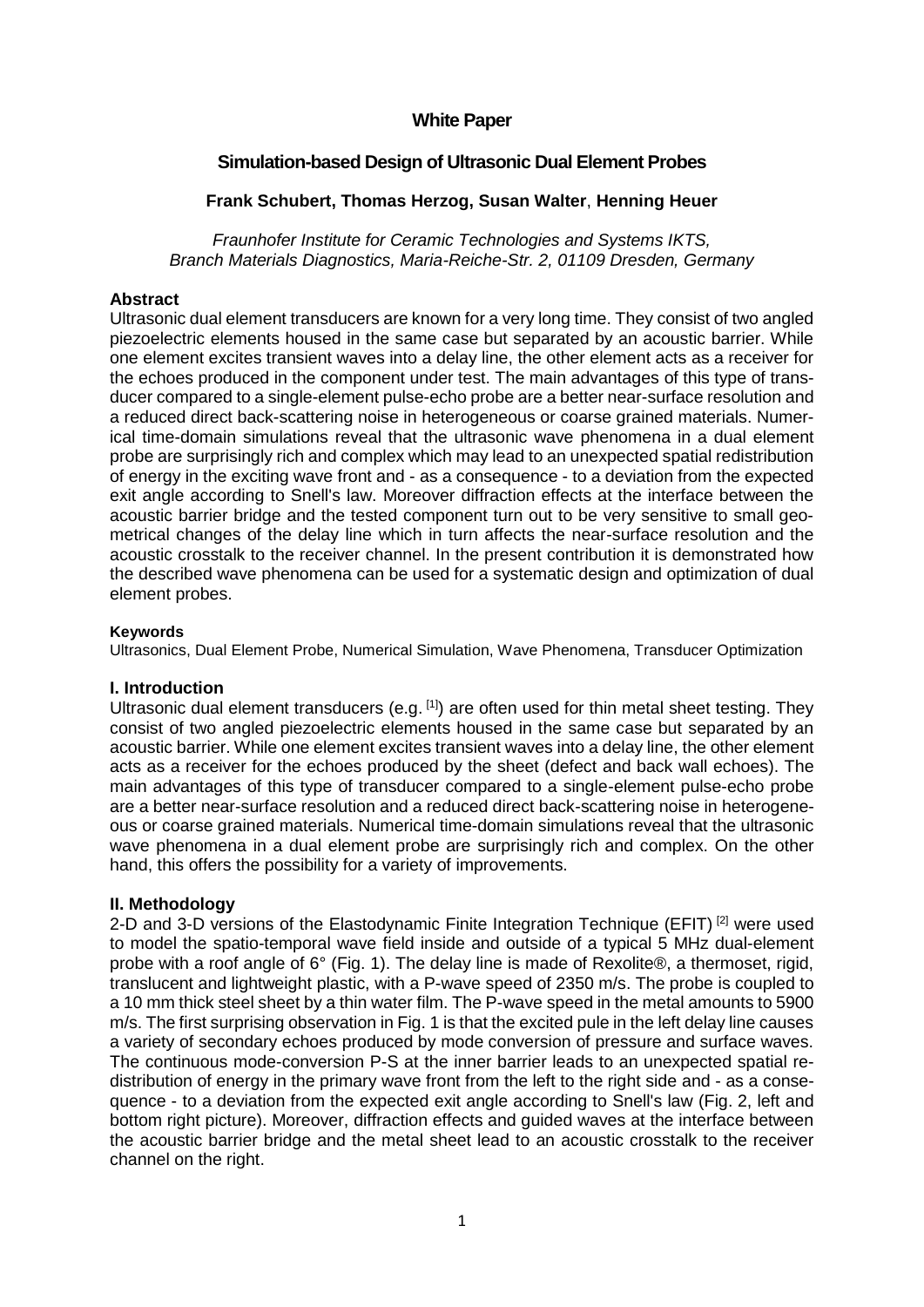**White Paper**

# Simulation-based Design of Ultrasonic Dual Element Probes

**Frank Schubert, Thomas Herzog, Susan Walter, Henning Heuer**

*Fraunhofer Institute for Ceramic Technologies and Systems IKTS, Branch Materials Diagnostics, Maria-Reiche-Str. 2, 01109 Dresden, Germany*

## Abstract

Ultrasonic dual element transducers are known for a very long time. They consist of two angled piezoelectric elements housed in the same case but separated by an acoustic barrier. While one element excites transient waves into a delay line, the other element acts as a receiver for the echoes produced in the component under test. The main advantages of this type of transducer compared to a single-element pulse-echo probe are a better near-surface resolution and a reduced direct back-scattering noise in heterogeneous or coarse grained materials. Numerical time-domain simulations reveal that the ultrasonic wave phenomena in a dual element probe are surprisingly rich and complex which may lead to an unexpected spatial redistribution of energy in the exciting wave front and - as a consequence - to a deviation from the expected exit angle according to Snell's law. Moreover diffraction effects at the interface between the acoustic barrier bridge and the tested component turn out to be very sensitive to small geometrical changes of the delay line which in turn affects the near-surface resolution and the acoustic crosstalk to the receiver channel. In the present contribution it is demonstrated how the described wave phenomena can be used for a systematic design and optimization of dual element probes.

**Keywords**

Ultrasonics, Dual Element Probe, Numerical Simulation, Wave Phenomena, Transducer Optimization

## I. Introduction

Ultrasonic dual element transducers (e.g. [1]) are often used for thin metal sheet testing. They consist of two angled piezoelectric elements housed in the same case but separated by an acoustic barrier. While one element excites transient waves into a delay line, the other element acts as a receiver for the echoes produced by the sheet (defect and back wall echoes). The main advantages of this type of transducer compared to a single-element pulse-echo probe are a better near-surface resolution and a reduced direct back-scattering noise in heterogeneous or coarse grained materials. Numerical time-domain simulations reveal that the ultrasonic wave phenomena in a dual element probe are surprisingly rich and complex. On the other hand, this offers the possibility for a variety of improvements.

## II. Methodology

2-D and 3-D versions of the Elastodynamic Finite Integration Technique (EFIT) [2] were used to model the spatio-temporal wave field inside and outside of a typical 5 MHz dual-element probe with a roof angle of 6° (Fig. 1). The delay line is made of Rexolite®, a thermoset, rigid, translucent and lightweight plastic, with a P-wave speed of 2350 m/s. The probe is coupled to a 10 mm thick steel sheet by a thin water film. The P-wave speed in the metal amounts to 5900 m/s. The first surprising observation in Fig. 1 is that the excited pule in the left delay line causes a variety of secondary echoes produced by mode conversion of pressure and surface waves. The continuous mode-conversion P-S at the inner barrier leads to an unexpected spatial redistribution of energy in the primary wave front from the left to the right side and - as a consequence - to a deviation from the expected exit angle according to Snell's law (Fig. 2, left and bottom right picture). Moreover, diffraction effects and guided waves at the interface between the acoustic barrier bridge and the metal sheet lead to an acoustic crosstalk to the receiver channel on the right.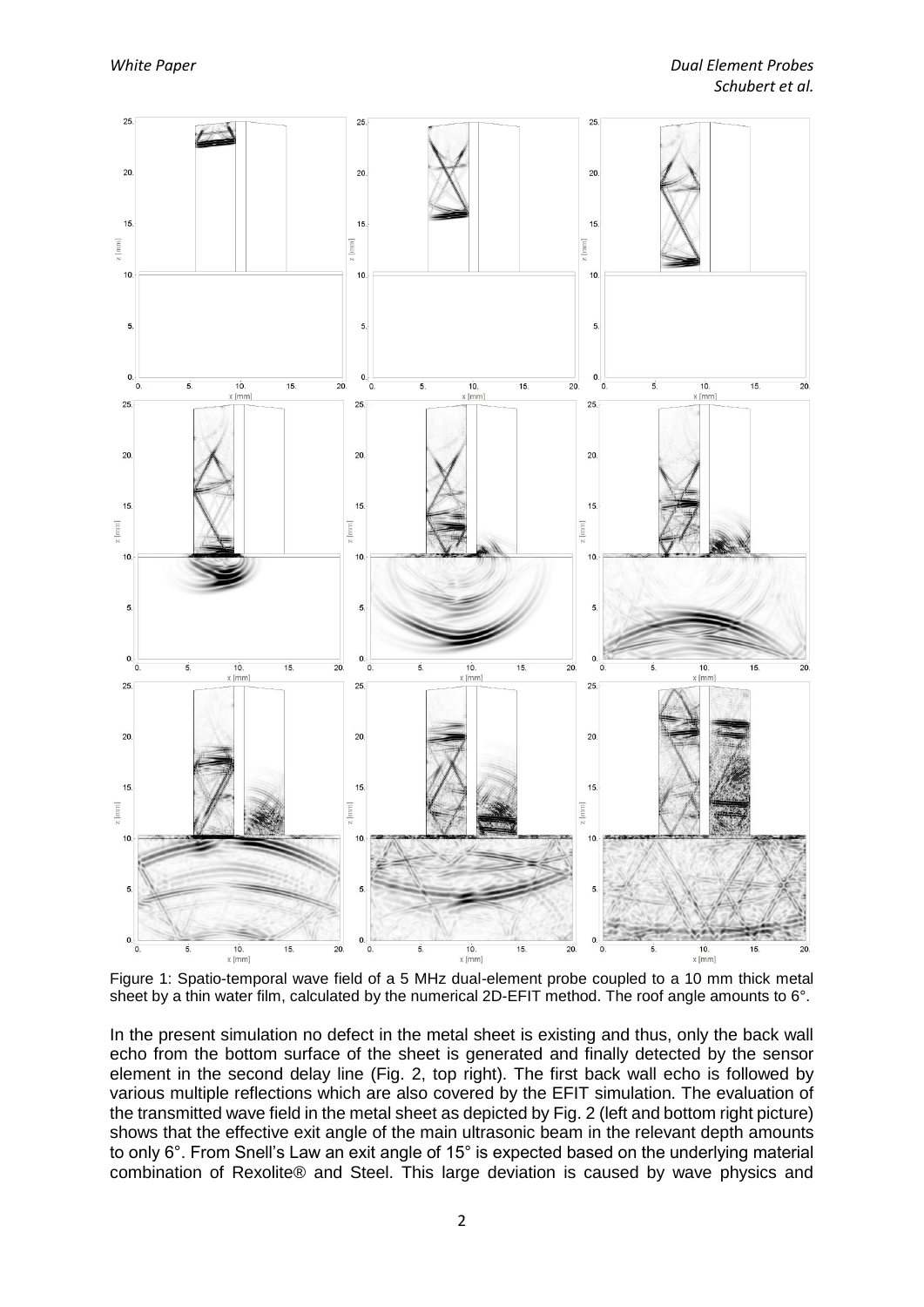Figure 1: Spatio-temporal wave field of a 5 MHz dual-element probe coupled to a 10 mm thick metal sheet by a thin water film, calculated by the numerical 2D-EFIT method. The roof angle amounts to 6°.

In the present simulation no defect in the metal sheet is existing and thus, only the back wall echo from the bottom surface of the sheet is generated and finally detected by the sensor element in the second delay line (Fig. 2, top right). The first back wall echo is followed by various multiple reflections which are also covered by the EFIT simulation. The evaluation of the transmitted wave field in the metal sheet as depicted by Fig. 2 (left and bottom right picture) shows that the effective exit angle of the main ultrasonic beam in the relevant depth amounts to only 6°. From Snell's Law an exit angle of 15° is expected based on the underlying material combination of Rexolite® and Steel. This large deviation is caused by wave physics and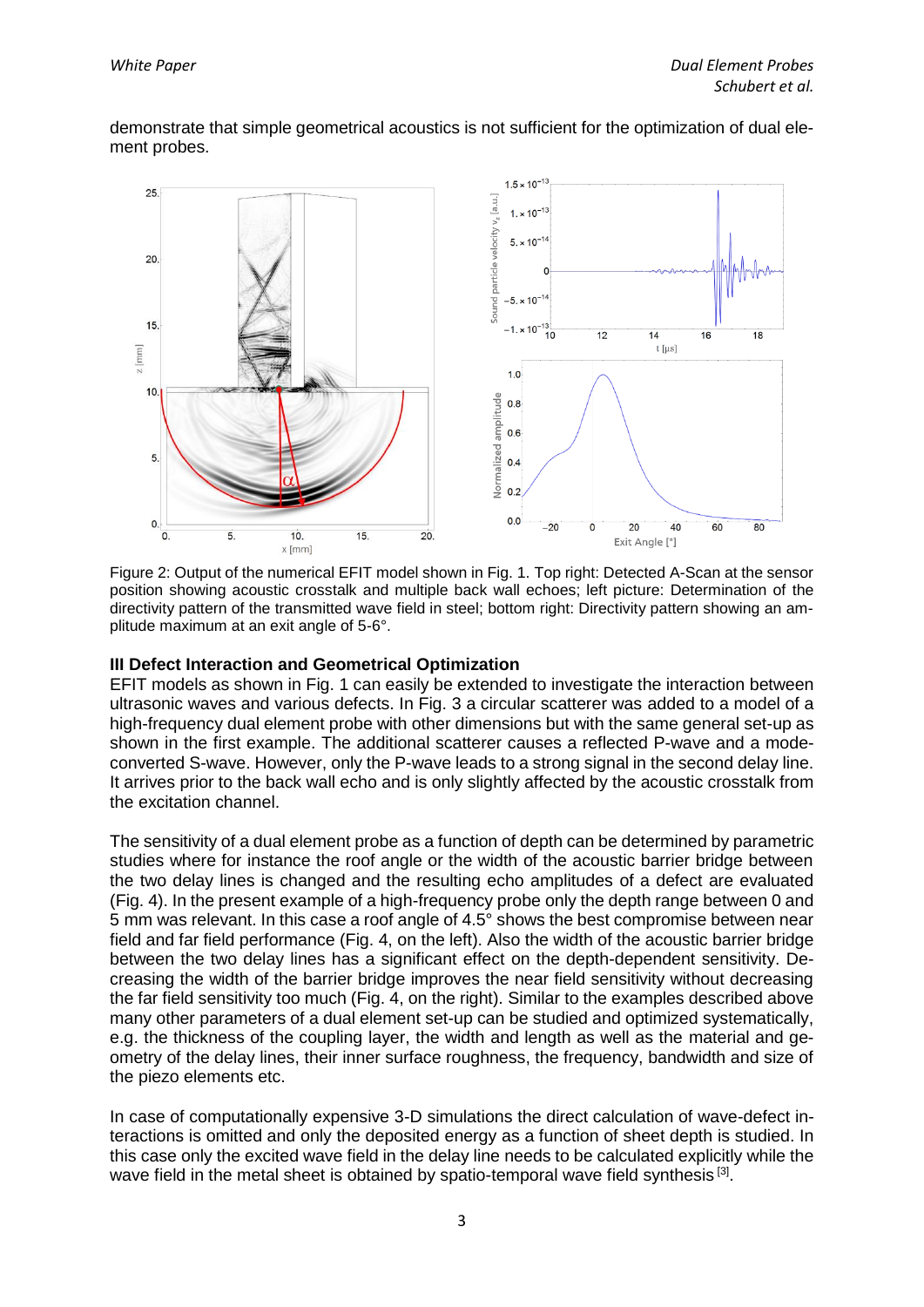demonstrate that simple geometrical acoustics is not sufficient for the optimization of dual element probes.

Figure 2: Output of the numerical EFIT model shown in Fig. 1. Top right: Detected A-Scan at the sensor position showing acoustic crosstalk and multiple back wall echoes; left picture: Determination of the directivity pattern of the transmitted wave field in steel; bottom right: Directivity pattern showing an amplitude maximum at an exit angle of 5-6°.

**III Defect Interaction and Geometrical Optimization**

EFIT models as shown in Fig. 1 can easily be extended to investigate the interaction between ultrasonic waves and various defects. In Fig. 3 a circular scatterer was added to a model of a high-frequency dual element probe with other dimensions but with the same general set-up as shown in the first example. The additional scatterer causes a reflected P-wave and a mode-converted S-wave. However, only the P-wave leads to a strong signal in the second delay line. It arrives prior to the back wall echo and is only slightly affected by the acoustic crosstalk from the excitation channel.

The sensitivity of a dual element probe as a function of depth can be determined by parametric studies where for instance the roof angle or the width of the acoustic barrier bridge between the two delay lines is changed and the resulting echo amplitudes of a defect are evaluated (Fig. 4). In the present example of a high-frequency probe only the depth range between 0 and 5 mm was relevant. In this case a roof angle of 4.5° shows the best compromise between near field and far field performance (Fig. 4, on the left). Also the width of the acoustic barrier bridge between the two delay lines has a significant effect on the depth-dependent sensitivity. Decreasing the width of the barrier bridge improves the near field sensitivity without decreasing the far field sensitivity too much (Fig. 4, on the right). Similar to the examples described above many other parameters of a dual element set-up can be studied and optimized systematically, e.g. the thickness of the coupling layer, the width and length as well as the material and geometry of the delay lines, their inner surface roughness, the frequency, bandwidth and size of the piezo elements etc.

In case of computationally expensive 3-D simulations the direct calculation of wave-defect interactions is omitted and only the deposited energy as a function of sheet depth is studied. In this case only the excited wave field in the delay line needs to be calculated explicitly while the wave field in the metal sheet is obtained by spatio-temporal wave field synthesis [3].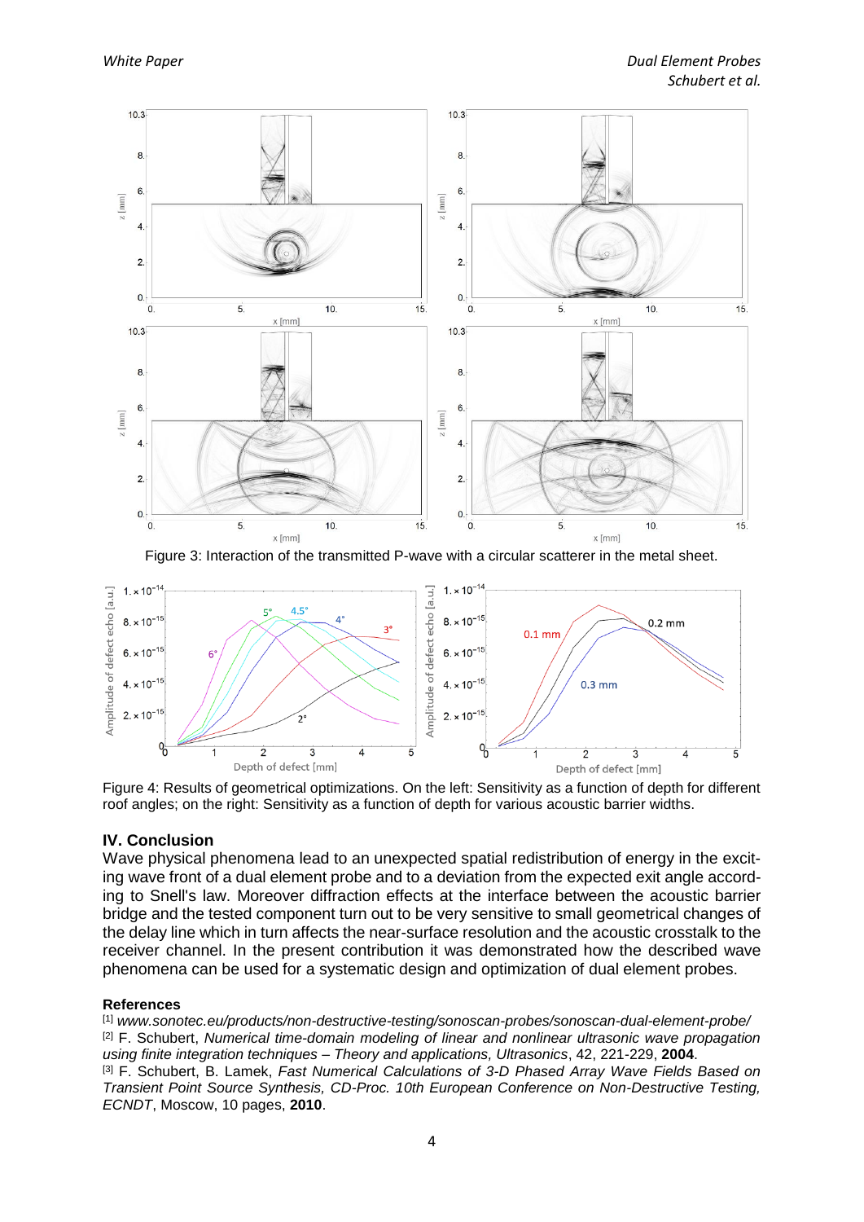10.3

8.

6.

4.

2.

0.

z [mm]

0. 5. 10. 15.

x [mm]

Figure 3: Interaction of the transmitted P-wave with a circular scatterer in the metal sheet.

Amplitude of defect echo [a.u.]

$1.\times 10^{-14}$

$8.\times 10^{-15}$

$6.\times 10^{-15}$

$4.\times 10^{-15}$

$2.\times 10^{-15}$

0

5° 4.5° 4° 3° 6° 2°

0 1 2 3 4 5

Depth of defect [mm]

0.1 mm 0.2 mm 0.3 mm

Figure 4: Results of geometrical optimizations. On the left: Sensitivity as a function of depth for different roof angles; on the right: Sensitivity as a function of depth for various acoustic barrier widths.

## IV. Conclusion

Wave physical phenomena lead to an unexpected spatial redistribution of energy in the exciting wave front of a dual element probe and to a deviation from the expected exit angle according to Snell's law. Moreover diffraction effects at the interface between the acoustic barrier bridge and the tested component turn out to be very sensitive to small geometrical changes of the delay line which in turn affects the near-surface resolution and the acoustic crosstalk to the receiver channel. In the present contribution it was demonstrated how the described wave phenomena can be used for a systematic design and optimization of dual element probes.

**References**

[1] *www.sonotec.eu/products/non-destructive-testing/sonoscan-probes/sonoscan-dual-element-probe/*
[2] F. Schubert, *Numerical time-domain modeling of linear and nonlinear ultrasonic wave propagation using finite integration techniques – Theory and applications, Ultrasonics*, 42, 221-229, **2004**.
[3] F. Schubert, B. Lamek, *Fast Numerical Calculations of 3-D Phased Array Wave Fields Based on Transient Point Source Synthesis, CD-Proc. 10th European Conference on Non-Destructive Testing, ECNDT*, Moscow, 10 pages, **2010**.